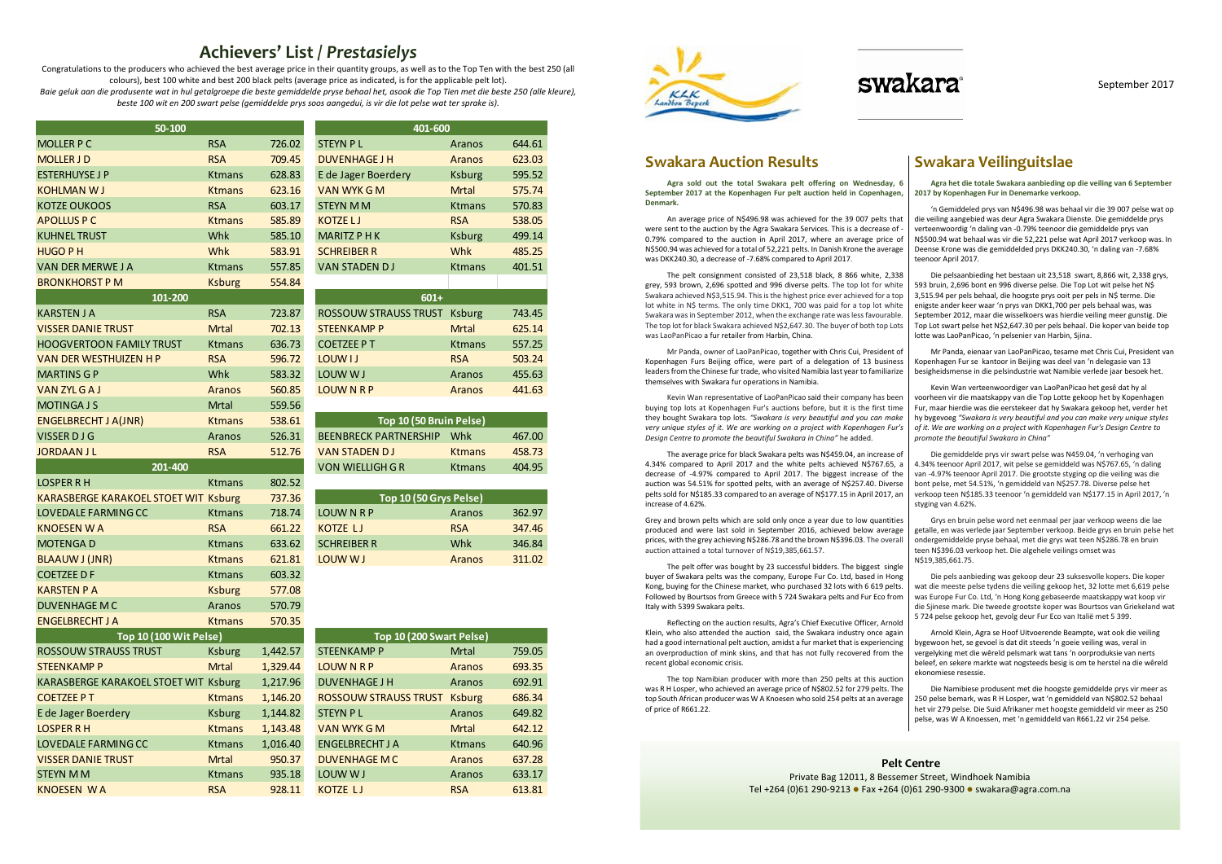# Achievers' List / *Prestasielys*

Congratulations to the producers who achieved the best average price in their quantity groups, as well as to the Top Ten with the best 250 (all colours), best 100 white and best 200 black pelts (average price as indicated, is for the applicable pelt lot).

*Baie geluk aan die produsente wat in hul getalgroepe die beste gemiddelde pryse behaal het, asook die Top Tien met die beste 250 (alle kleure), beste 100 wit en 200 swart pelse (gemiddelde prys soos aangedui, is vir die lot pelse wat ter sprake is).*

| 50-100 | | |
|---|---|---|
| MOLLER P C | RSA | 726.02 |
| MOLLER J D | RSA | 709.45 |
| ESTERHUYSE J P | Ktmans | 628.83 |
| KOHLMAN W J | Ktmans | 623.16 |
| KOTZE OUKOOS | RSA | 603.17 |
| APOLLUS P C | Ktmans | 585.89 |
| KUHNEL TRUST | Whk | 585.10 |
| HUGO P H | Whk | 583.91 |
| VAN DER MERWE J A | Ktmans | 557.85 |
| BRONKHORST P M | Ksburg | 554.84 |

| 101-200 | | |
|---|---|---|
| KARSTEN J A | RSA | 723.87 |
| VISSER DANIE TRUST | Mrtal | 702.13 |
| HOOGVERTOON FAMILY TRUST | Ktmans | 636.73 |
| VAN DER WESTHUIZEN H P | RSA | 596.72 |
| MARTINS G P | Whk | 583.32 |
| VAN ZYL G A J | Aranos | 560.85 |
| MOTINGA J S | Mrtal | 559.56 |
| ENGELBRECHT J A(JNR) | Ktmans | 538.61 |
| VISSER D J G | Aranos | 526.31 |
| JORDAAN J L | RSA | 512.76 |

| 201-400 | | |
|---|---|---|
| LOSPER R H | Ktmans | 802.52 |
| KARASBERGE KARAKOEL STOET WIT | Ksburg | 737.36 |
| LOVEDALE FARMING CC | Ktmans | 718.74 |
| KNOESEN W A | RSA | 661.22 |
| MOTENGA D | Ktmans | 633.62 |
| BLAAUW J (JNR) | Ktmans | 621.81 |
| COETZEE D F | Ktmans | 603.32 |
| KARSTEN P A | Ksburg | 577.08 |
| DUVENHAGE M C | Aranos | 570.79 |
| ENGELBRECHT J A | Ktmans | 570.35 |

| 401-600 | | |
|---|---|---|
| STEYN P L | Aranos | 644.61 |
| DUVENHAGE J H | Aranos | 623.03 |
| E de Jager Boerdery | Ksburg | 595.52 |
| VAN WYK G M | Mrtal | 575.74 |
| STEYN M M | Ktmans | 570.83 |
| KOTZE L J | RSA | 538.05 |
| MARITZ P H K | Ksburg | 499.14 |
| SCHREIBER R | Whk | 485.25 |
| VAN STADEN D J | Ktmans | 401.51 |

| 601+ | | |
|---|---|---|
| ROSSOUW STRAUSS TRUST | Ksburg | 743.45 |
| STEENKAMP P | Mrtal | 625.14 |
| COETZEE P T | Ktmans | 557.25 |
| LOUW I J | RSA | 503.24 |
| LOUW W J | Aranos | 455.63 |
| LOUW N R P | Aranos | 441.63 |

| Top 10 (50 Bruin Pelse) | | |
|---|---|---|
| BEENBRECK PARTNERSHIP | Whk | 467.00 |
| VAN STADEN D J | Ktmans | 458.73 |
| VON WIELLIGH G R | Ktmans | 404.95 |

| Top 10 (50 Grys Pelse) | | |
|---|---|---|
| LOUW N R P | Aranos | 362.97 |
| KOTZE L J | RSA | 347.46 |
| SCHREIBER R | Whk | 346.84 |
| LOUW W J | Aranos | 311.02 |

| Top 10 (100 Wit Pelse) | | |
|---|---|---|
| ROSSOUW STRAUSS TRUST | Ksburg | 1,442.57 |
| STEENKAMP P | Mrtal | 1,329.44 |
| KARASBERGE KARAKOEL STOET WIT | Ksburg | 1,217.96 |
| COETZEE P T | Ktmans | 1,146.20 |
| E de Jager Boerdery | Ksburg | 1,144.82 |
| LOSPER R H | Ktmans | 1,143.48 |
| LOVEDALE FARMING CC | Ktmans | 1,016.40 |
| VISSER DANIE TRUST | Mrtal | 950.37 |
| STEYN M M | Ktmans | 935.18 |
| KNOESEN W A | RSA | 928.11 |

| Top 10 (200 Swart Pelse) | | |
|---|---|---|
| STEENKAMP P | Mrtal | 759.05 |
| LOUW N R P | Aranos | 693.35 |
| DUVENHAGE J H | Aranos | 692.91 |
| ROSSOUW STRAUSS TRUST | Ksburg | 686.34 |
| STEYN P L | Aranos | 649.82 |
| VAN WYK G M | Mrtal | 642.12 |
| ENGELBRECHT J A | Ktmans | 640.96 |
| DUVENHAGE M C | Aranos | 637.28 |
| LOUW W J | Aranos | 633.17 |
| KOTZE L J | RSA | 613.81 |

KLK Landbou Beperk

swakara

September 2017

## Swakara Auction Results

**Agra sold out the total Swakara pelt offering on Wednesday, 6 September 2017 at the Kopenhagen Fur pelt auction held in Copenhagen, Denmark.**

An average price of N$496.98 was achieved for the 39 007 pelts that were sent to the auction by the Agra Swakara Services. This is a decrease of -0.79% compared to the auction in April 2017, where an average price of N$500.94 was achieved for a total of 52,221 pelts. In Danish Krone the average was DKK240.30, a decrease of -7.68% compared to April 2017.

The pelt consignment consisted of 23,518 black, 8 866 white, 2,338 grey, 593 brown, 2,696 spotted and 996 diverse pelts. The top lot for white Swakara achieved N$3,515.94. This is the highest price ever achieved for a top lot white in N$ terms. The only time DKK1, 700 was paid for a top lot white Swakara was in September 2012, when the exchange rate was less favourable. The top lot for black Swakara achieved N$2,647.30. The buyer of both top Lots was LaoPanPicao a fur retailer from Harbin, China.

Mr Panda, owner of LaoPanPicao, together with Chris Cui, President of Kopenhagen Furs Beijing office, were part of a delegation of 13 business leaders from the Chinese fur trade, who visited Namibia last year to familiarize themselves with Swakara fur operations in Namibia.

Kevin Wan representative of LaoPanPicao said their company has been buying top lots at Kopenhagen Fur's auctions before, but it is the first time they bought Swakara top lots. *"Swakara is very beautiful and you can make very unique styles of it. We are working on a project with Kopenhagen Fur's Design Centre to promote the beautiful Swakara in China"* he added.

The average price for black Swakara pelts was N$459.04, an increase of 4.34% compared to April 2017 and the white pelts achieved N$767.65, a decrease of -4.97% compared to April 2017. The biggest increase of the auction was 54.51% for spotted pelts, with an average of N$257.40. Diverse pelts sold for N$185.33 compared to an average of N$177.15 in April 2017, an increase of 4.62%.

Grey and brown pelts which are sold only once a year due to low quantities produced and were last sold in September 2016, achieved below average prices, with the grey achieving N$286.78 and the brown N$396.03. The overall auction attained a total turnover of N$19,385,661.57.

The pelt offer was bought by 23 successful bidders. The biggest single buyer of Swakara pelts was the company, Europe Fur Co. Ltd, based in Hong Kong, buying for the Chinese market, who purchased 32 lots with 6 619 pelts. Followed by Bourtsos from Greece with 5 724 Swakara pelts and Fur Eco from Italy with 5399 Swakara pelts.

Reflecting on the auction results, Agra's Chief Executive Officer, Arnold Klein, who also attended the auction said, the Swakara industry once again had a good international pelt auction, amidst a fur market that is experiencing an overproduction of mink skins, and that has not fully recovered from the recent global economic crisis.

The top Namibian producer with more than 250 pelts at this auction was R H Losper, who achieved an average price of N$802.52 for 279 pelts. The top South African producer was W A Knoesen who sold 254 pelts at an average of price of R661.22.

## Swakara Veilinguitslae

**Agra het die totale Swakara aanbieding op die veiling van 6 September 2017 by Kopenhagen Fur in Denemarke verkoop.**

'n Gemiddeled prys van N$496.98 was behaal vir die 39 007 pelse wat op die veiling aangebied was deur Agra Swakara Dienste. Die gemiddelde prys verteenwoordig 'n daling van -0.79% teenoor die gemiddelde prys van N$500.94 wat behaal was vir die 52,221 pelse wat April 2017 verkoop was. In Deense Krone was die gemiddelde prys DKK240.30, 'n daling van -7.68% teenoor April 2017.

Die pelsaanbieding het bestaan uit 23,518 swart, 8,866 wit, 2,338 grys, 593 bruin, 2,696 bont en 996 diverse pelse. Die Top Lot wit pelse het N$ 3,515.94 per pels behaal, die hoogste prys ooit per pels in N$ terme. Die enigste ander keer waar 'n prys van DKK1,700 per pels behaal was, was September 2012, maar die wisselkoers was hierdie veiling meer gunstig. Die Top Lot swart pelse het N$2,647.30 per pels behaal. Die koper van beide top lotte was LaoPanPicao, 'n pelsenier van Harbin, Sjina.

Mr Panda, eienaar van LaoPanPicao, tesame met Chris Cui, President van Kopenhagen Fur se kantoor in Beijing was deel van 'n delegasie van 13 besigheidsmense in die pelsindustrie wat Namibie verlede jaar besoek het.

Kevin Wan verteenwoordiger van LaoPanPicao het gesê dat hy al voorheen vir die maatskappy van die Top Lotte gekoop het by Kopenhagen Fur, maar hierdie was die eerstekeer dat hy Swakara gekoop het, verder het hy bygevoeg *"Swakara is very beautiful and you can make very unique styles of it. We are working on a project with Kopenhagen Fur's Design Centre to promote the beautiful Swakara in China"*

Die gemiddelde prys vir swart pelse was N$459.04, 'n verhoging van 4.34% teenoor April 2017, wit pelse se gemiddeld was N$767.65, 'n daling van -4.97% teenoor April 2017. Die grootste styging op die veiling was die bont pelse, met 54.51%, 'n gemiddeld van N$257.78. Diverse pelse het verkoop teen N$185.33 teenoor 'n gemiddeld van N$177.15 in April 2017, 'n styging van 4.62%.

Grys en bruin pelse word net eenmaal per jaar verkoop weens die lae getalle, en was verlede jaar September verkoop. Beide grys en bruin pelse het ondergemiddelde pryse behaal, met die grys wat teen N$286.78 en bruin teen N$396.03 verkoop het. Die algehele veilings omset was N$19,385,661.75.

Die pels aanbieding was gekoop deur 23 suksesvolle kopers. Die koper wat die meeste pelse tydens die veiling gekoop het, 32 lotte met 6,619 pelse was Europe Fur Co. Ltd, 'n Hong Kong gebaseerde maatskappy wat koop vir die Sjinese mark. Die tweede grootste koper was Bourtsos von Griekeland wat 5 724 pelse gekoop het, gevolg deur Fur Eco van Italië met 5 399.

Arnold Klein, Agra se Hoof Uitvoerende Beampte, wat ook die veiling bygewoon het, se gevoel is dat dit steeds 'n goeie veiling was, veral in vergelyking met die wêreld pelsmark wat tans 'n oorproduksie van nerts beleef, en sekere markte wat nogsteeds besig is om te herstel na die wêreld ekonomiese resessie.

Die Namibiese produsent met die hoogste gemiddelde prys vir meer as 250 pelse bemark, was R H Losper, wat 'n gemiddeld van N$802.52 behaal het vir 279 pelse. Die Suid Afrikaner met hoogste gemiddeld vir meer as 250 pelse, was W A Knoessen, met 'n gemiddeld van R661.22 vir 254 pelse.

**Pelt Centre**

Private Bag 12011, 8 Bessemer Street, Windhoek Namibia

Tel +264 (0)61 290-9213 ● Fax +264 (0)61 290-9300 ● swakara@agra.com.na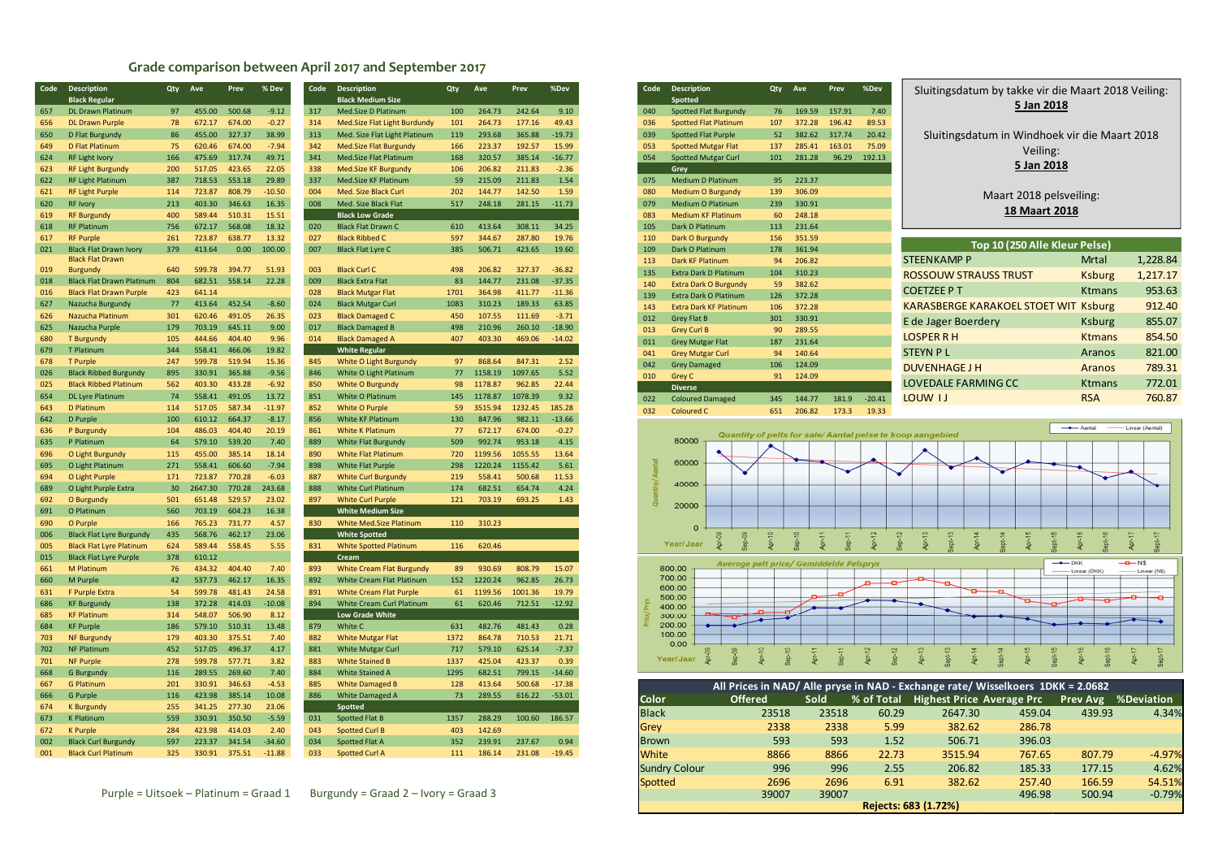## Grade comparison between April 2017 and September 2017

| Code | Description | Qty | Ave | Prev | % Dev |
|---|---|---|---|---|---|
| | **Black Regular** | | | | |
| 657 | DL Drawn Platinum | 97 | 455.00 | 500.68 | -9.12 |
| 656 | DL Drawn Purple | 78 | 672.17 | 674.00 | -0.27 |
| 650 | D Flat Burgundy | 86 | 455.00 | 327.37 | 38.99 |
| 649 | D Flat Platinum | 75 | 620.46 | 674.00 | -7.94 |
| 624 | RF Light Ivory | 166 | 475.69 | 317.74 | 49.71 |
| 623 | RF Light Burgundy | 200 | 517.05 | 423.65 | 22.05 |
| 622 | RF Light Platinum | 387 | 718.53 | 553.18 | 29.89 |
| 621 | RF Light Purple | 114 | 723.87 | 808.79 | -10.50 |
| 620 | RF Ivory | 213 | 403.30 | 346.63 | 16.35 |
| 619 | RF Burgundy | 400 | 589.44 | 510.31 | 15.51 |
| 618 | RF Platinum | 756 | 672.17 | 568.08 | 18.32 |
| 617 | RF Purple | 261 | 723.87 | 638.77 | 13.32 |
| 021 | Black Flat Drawn Ivory | 379 | 413.64 | 0.00 | 100.00 |
| 019 | Black Flat Drawn Burgundy | 640 | 599.78 | 394.77 | 51.93 |
| 018 | Black Flat Drawn Platinum | 804 | 682.51 | 558.14 | 22.28 |
| 016 | Black Flat Drawn Purple | 423 | 641.14 | | |
| 627 | Nazucha Burgundy | 77 | 413.64 | 452.54 | -8.60 |
| 626 | Nazucha Platinum | 301 | 620.46 | 491.05 | 26.35 |
| 625 | Nazucha Purple | 179 | 703.19 | 645.11 | 9.00 |
| 680 | T Burgundy | 105 | 444.66 | 404.40 | 9.96 |
| 679 | T Platinum | 344 | 558.41 | 466.06 | 19.82 |
| 678 | T Purple | 247 | 599.78 | 519.94 | 15.36 |
| 026 | Black Ribbed Burgundy | 895 | 330.91 | 365.88 | -9.56 |
| 025 | Black Ribbed Platinum | 562 | 403.30 | 433.28 | -6.92 |
| 654 | DL Lyre Platinum | 74 | 558.41 | 491.05 | 13.72 |
| 643 | D Platinum | 114 | 517.05 | 587.34 | -11.97 |
| 642 | D Purple | 100 | 610.12 | 664.37 | -8.17 |
| 636 | P Burgundy | 104 | 486.03 | 404.40 | 20.19 |
| 635 | P Platinum | 64 | 579.10 | 539.20 | 7.40 |
| 696 | O Light Burgundy | 115 | 455.00 | 385.14 | 18.14 |
| 695 | O Light Platinum | 271 | 558.41 | 606.60 | -7.94 |
| 694 | O Light Purple | 171 | 723.87 | 770.28 | -6.03 |
| 689 | O Light Purple Extra | 30 | 2647.30 | 770.28 | 243.68 |
| 692 | O Burgundy | 501 | 651.48 | 529.57 | 23.02 |
| 691 | O Platinum | 560 | 703.19 | 604.23 | 16.38 |
| 690 | O Purple | 166 | 765.23 | 731.77 | 4.57 |
| 006 | Black Flat Lyre Burgundy | 435 | 568.76 | 462.17 | 23.06 |
| 005 | Black Flat Lyre Platinum | 624 | 589.44 | 558.25 | 5.55 |
| 015 | Black Flat Lyre Purple | 378 | 610.12 | | |
| 661 | M Platinum | 76 | 434.32 | 404.40 | 7.40 |
| 660 | M Purple | 42 | 537.73 | 462.17 | 16.35 |
| 631 | F Purple Extra | 54 | 599.78 | 481.43 | 24.58 |
| 686 | KF Burgundy | 138 | 372.28 | 414.03 | -10.08 |
| 685 | KF Platinum | 314 | 548.07 | 506.90 | 8.12 |
| 684 | KF Purple | 186 | 579.10 | 510.31 | 13.48 |
| 703 | NF Burgundy | 179 | 403.30 | 375.51 | 7.40 |
| 702 | NF Platinum | 452 | 517.05 | 496.37 | 4.17 |
| 701 | NF Purple | 278 | 599.78 | 577.71 | 3.82 |
| 668 | G Burgundy | 116 | 289.55 | 269.60 | 7.40 |
| 667 | G Platinum | 201 | 330.91 | 346.63 | -4.53 |
| 666 | G Purple | 116 | 423.98 | 385.14 | 10.08 |
| 674 | K Burgundy | 255 | 341.25 | 277.30 | 23.06 |
| 673 | K Platinum | 559 | 330.91 | 350.50 | -5.59 |
| 672 | K Purple | 284 | 423.98 | 414.03 | 2.40 |
| 002 | Black Curl Burgundy | 597 | 223.37 | 341.54 | -34.60 |
| 001 | Black Curl Platinum | 325 | 330.91 | 375.51 | -11.88 |

| Code | Description | Qty | Ave | Prev | %Dev |
|---|---|---|---|---|---|
| | **Black Medium Size** | | | | |
| 317 | Med.Size D Platinum | 100 | 264.73 | 242.64 | 9.10 |
| 314 | Med.Size Flat Light Burdundy | 101 | 264.73 | 177.16 | 49.43 |
| 313 | Med. Size Flat Light Platinum | 119 | 293.68 | 365.88 | -19.73 |
| 342 | Med.Size Flat Burgundy | 166 | 223.37 | 192.57 | 15.99 |
| 341 | Med.Size Flat Platinum | 168 | 320.57 | 385.14 | -16.77 |
| 338 | Med.Size KF Burgundy | 106 | 206.82 | 211.83 | -2.36 |
| 337 | Med.Size KF Platinum | 59 | 215.09 | 211.83 | 1.54 |
| 004 | Med. Size Black Curl | 202 | 144.77 | 142.50 | 1.59 |
| 008 | Med. Size Black Flat | 517 | 248.18 | 281.15 | -11.73 |
| | **Black Low Grade** | | | | |
| 020 | Black Flat Drawn C | 610 | 413.64 | 308.11 | 34.25 |
| 027 | Black Ribbed C | 597 | 344.67 | 287.80 | 19.76 |
| 007 | Black Flat Lyre C | 385 | 506.71 | 423.65 | 19.60 |
| 003 | Black Curl C | 498 | 206.82 | 327.37 | -36.82 |
| 009 | Black Extra Flat | 83 | 144.77 | 231.08 | -37.35 |
| 028 | Black Mutgar Flat | 1701 | 364.98 | 411.77 | -11.36 |
| 024 | Black Mutgar Curl | 1083 | 310.23 | 189.33 | 63.85 |
| 023 | Black Damaged C | 450 | 107.55 | 111.69 | -3.71 |
| 017 | Black Damaged B | 498 | 210.96 | 260.10 | -18.90 |
| 014 | Black Damaged A | 407 | 403.30 | 469.06 | -14.02 |
| | **White Regular** | | | | |
| 845 | White O Light Burgundy | 97 | 868.64 | 847.31 | 2.52 |
| 846 | White O Light Platinum | 77 | 1158.19 | 1097.65 | 5.52 |
| 850 | White O Burgundy | 98 | 1178.87 | 962.85 | 22.44 |
| 851 | White O Platinum | 145 | 1178.87 | 1078.39 | 9.32 |
| 852 | White O Purple | 59 | 3515.94 | 1232.45 | 185.28 |
| 856 | White KF Platinum | 130 | 847.96 | 982.11 | -13.66 |
| 861 | White K Platinum | 77 | 672.17 | 674.00 | -0.27 |
| 889 | White Flat Burgundy | 509 | 992.74 | 953.18 | 4.15 |
| 890 | White Flat Platinum | 720 | 1199.56 | 1055.55 | 13.64 |
| 898 | White Flat Purple | 298 | 1220.24 | 1155.42 | 5.61 |
| 887 | White Curl Burgundy | 219 | 558.41 | 500.68 | 11.53 |
| 888 | White Curl Platinum | 174 | 682.51 | 654.74 | 4.24 |
| 897 | White Curl Purple | 121 | 703.19 | 693.25 | 1.43 |
| | **White Medium Size** | | | | |
| 830 | White Med.Size Platinum | 110 | 310.23 | | |
| | **White Spotted** | | | | |
| 831 | White Spotted Platinum | 116 | 620.46 | | |
| | **Cream** | | | | |
| 893 | White Cream Flat Burgundy | 89 | 930.69 | 808.79 | 15.07 |
| 892 | White Cream Flat Platinum | 152 | 1220.24 | 962.85 | 26.73 |
| 891 | White Cream Flat Purple | 61 | 1199.56 | 1001.36 | 19.79 |
| 894 | White Cream Curl Platinum | 61 | 620.46 | 712.51 | -12.92 |
| | **Low Grade White** | | | | |
| 879 | White C | 631 | 482.76 | 481.43 | 0.28 |
| 882 | White Mutgar Flat | 1372 | 864.78 | 710.53 | 21.71 |
| 881 | White Mutgar Curl | 717 | 579.10 | 625.14 | -7.37 |
| 883 | White Stained B | 1337 | 425.04 | 423.37 | 0.39 |
| 884 | White Stained A | 1295 | 682.51 | 799.15 | -14.60 |
| 885 | White Damaged B | 128 | 413.64 | 500.68 | -17.38 |
| 886 | White Damaged A | 73 | 289.55 | 616.22 | -53.01 |
| | **Spotted** | | | | |
| 031 | Spotted Flat B | 1357 | 288.29 | 100.60 | 186.57 |
| 043 | Spotted Curl B | 403 | 142.69 | | |
| 034 | Spotted Flat A | 352 | 239.91 | 237.67 | 0.94 |
| 033 | Spotted Curl A | 111 | 186.14 | 231.08 | -19.45 |

| Code | Description | Qty | Ave | Prev | %Dev |
|---|---|---|---|---|---|
| | **Spotted** | | | | |
| 040 | Spotted Flat Burgundy | 76 | 169.59 | 157.91 | 7.40 |
| 036 | Spotted Flat Platinum | 107 | 372.28 | 196.42 | 89.53 |
| 039 | Spotted Flat Purple | 52 | 382.62 | 317.74 | 20.42 |
| 053 | Spotted Mutgar Flat | 137 | 285.41 | 163.01 | 75.09 |
| 054 | Spotted Mutgar Curl | 101 | 281.28 | 96.29 | 192.13 |
| | **Grey** | | | | |
| 075 | Medium D Platinum | 95 | 223.37 | | |
| 080 | Medium O Burgundy | 139 | 306.09 | | |
| 079 | Medium O Platinum | 239 | 330.91 | | |
| 083 | Medium KF Platinum | 60 | 248.18 | | |
| 105 | Dark D Platinum | 113 | 231.64 | | |
| 110 | Dark O Burgundy | 156 | 351.59 | | |
| 109 | Dark O Platinum | 178 | 361.94 | | |
| 113 | Dark KF Platinum | 94 | 206.82 | | |
| 135 | Extra Dark D Platinum | 104 | 310.23 | | |
| 140 | Extra Dark O Burgundy | 59 | 382.62 | | |
| 139 | Extra Dark O Platinum | 126 | 372.28 | | |
| 143 | Extra Dark KF Platinum | 106 | 372.28 | | |
| 012 | Grey Flat B | 301 | 330.91 | | |
| 013 | Grey Curl B | 90 | 289.55 | | |
| 011 | Grey Mutgar Flat | 187 | 231.64 | | |
| 041 | Grey Mutgar Curl | 94 | 140.64 | | |
| 042 | Grey Damaged | 106 | 124.09 | | |
| 010 | Grey C | 91 | 124.09 | | |
| | **Diverse** | | | | |
| 022 | Coloured Damaged | 345 | 144.77 | 181.9 | -20.41 |
| 032 | Coloured C | 651 | 206.82 | 173.3 | 19.33 |

Sluitingsdatum by takke vir die Maart 2018 Veiling:
**5 Jan 2018**

Sluitingsdatum in Windhoek vir die Maart 2018 Veiling:
**5 Jan 2018**

Maart 2018 pelsveiling:
**18 Maart 2018**

| Top 10 (250 Alle Kleur Pelse) | | |
|---|---|---|
| STEENKAMP P | Mrtal | 1,228.84 |
| ROSSOUW STRAUSS TRUST | Ksburg | 1,217.17 |
| COETZEE P T | Ktmans | 953.63 |
| KARASBERGE KARAKOEL STOET WIT | Ksburg | 912.40 |
| E de Jager Boerdery | Ksburg | 855.07 |
| LOSPER R H | Ktmans | 854.50 |
| STEYN P L | Aranos | 821.00 |
| DUVENHAGE J H | Aranos | 789.31 |
| LOVEDALE FARMING CC | Ktmans | 772.01 |
| LOUW I J | RSA | 760.87 |

Quantity of pelts for sale/ Aantal pelse te koop aangebied

Aantal — Linear (Aantal)

Quantity/ Aantal

80000
60000
40000
20000
0

Year/ Jaar Apr-09 Sep-09 Apr-10 Sep-10 Apr-11 Sept-11 Apr-12 Sep-12 Apr-13 Sept-13 Apr-14 Sept-14 Apr-15 Sept-15 Apr-16 Sept-16 Apr-17 Sept-17

Average pelt price/ Gemiddelde Pelsprys

DKK — N$ — Linear (DKK) — Linear (N$)

Price/ Prys

800.00
700.00
600.00
500.00
400.00
300.00
200.00
100.00
0.00

Year/ Jaar Apr-09 Sep-09 Apr-10 Sep-10 Apr-11 Sept-11 Apr-12 Sep-12 Apr-13 Sept-13 Apr-14 Sept-14 Apr-15 Sept-15 Apr-16 Sept-16 Apr-17 Sept-17

| All Prices in NAD/ Alle pryse in NAD - Exchange rate/ Wisselkoers 1DKK = 2.0682 | | | | | | | |
|---|---|---|---|---|---|---|---|
| Color | Offered | Sold | % of Total | Highest Price | Average Prc | Prev Avg | %Deviation |
| Black | 23518 | 23518 | 60.29 | 2647.30 | 459.04 | 439.93 | 4.34% |
| Grey | 2338 | 2338 | 5.99 | 382.62 | 286.78 | | |
| Brown | 593 | 593 | 1.52 | 506.71 | 396.03 | | |
| White | 8866 | 8866 | 22.73 | 3515.94 | 767.65 | 807.79 | -4.97% |
| Sundry Colour | 996 | 996 | 2.55 | 206.82 | 185.33 | 177.15 | 4.62% |
| Spotted | 2696 | 2696 | 6.91 | 382.62 | 257.40 | 166.59 | 54.51% |
| | 39007 | 39007 | | | 496.98 | 500.94 | -0.79% |
| Rejects: 683 (1.72%) | | | | | | | |

Purple = Uitsoek – Platinum = Graad 1 Burgundy = Graad 2 – Ivory = Graad 3